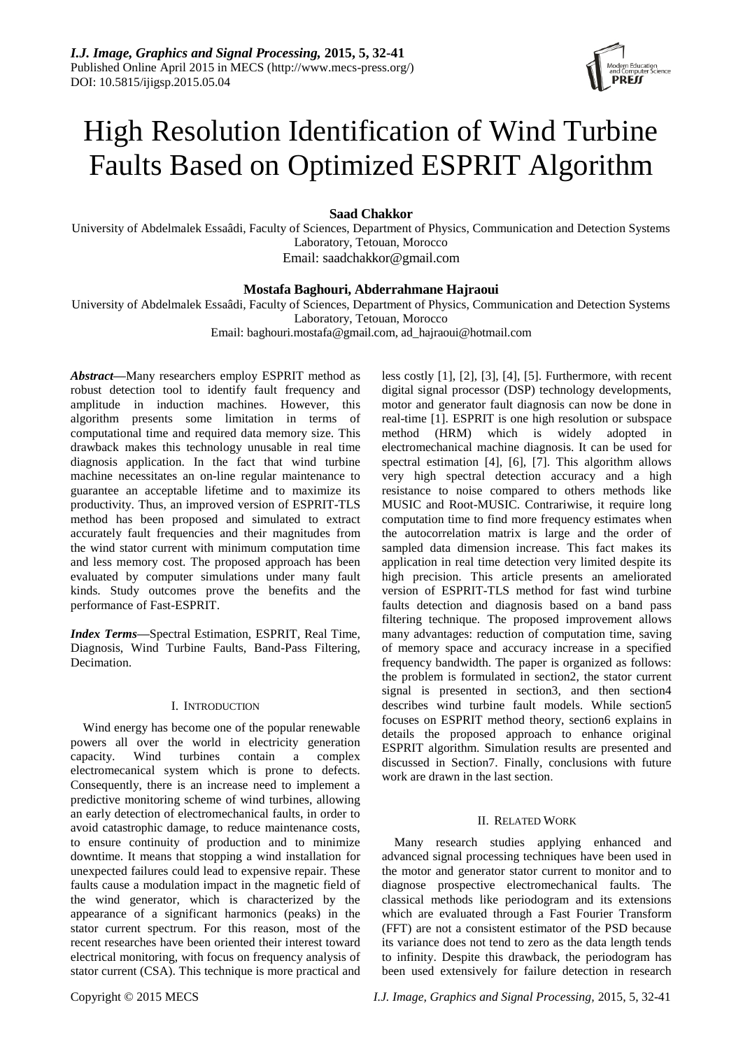# High Resolution Identification of Wind Turbine Faults Based on Optimized ESPRIT Algorithm

**Saad Chakkor**

University of Abdelmalek Essaâdi, Faculty of Sciences, Department of Physics, Communication and Detection Systems Laboratory, Tetouan, Morocco
Email: saadchakkor@gmail.com

**Mostafa Baghouri, Abderrahmane Hajraoui**

University of Abdelmalek Essaâdi, Faculty of Sciences, Department of Physics, Communication and Detection Systems Laboratory, Tetouan, Morocco
Email: baghouri.mostafa@gmail.com, ad_hajraoui@hotmail.com

***Abstract*—**Many researchers employ ESPRIT method as robust detection tool to identify fault frequency and amplitude in induction machines. However, this algorithm presents some limitation in terms of computational time and required data memory size. This drawback makes this technology unusable in real time diagnosis application. In the fact that wind turbine machine necessitates an on-line regular maintenance to guarantee an acceptable lifetime and to maximize its productivity. Thus, an improved version of ESPRIT-TLS method has been proposed and simulated to extract accurately fault frequencies and their magnitudes from the wind stator current with minimum computation time and less memory cost. The proposed approach has been evaluated by computer simulations under many fault kinds. Study outcomes prove the benefits and the performance of Fast-ESPRIT.

***Index Terms*—**Spectral Estimation, ESPRIT, Real Time, Diagnosis, Wind Turbine Faults, Band-Pass Filtering, Decimation.

## I. Introduction

Wind energy has become one of the popular renewable powers all over the world in electricity generation capacity. Wind turbines contain a complex electromecanical system which is prone to defects. Consequently, there is an increase need to implement a predictive monitoring scheme of wind turbines, allowing an early detection of electromechanical faults, in order to avoid catastrophic damage, to reduce maintenance costs, to ensure continuity of production and to minimize downtime. It means that stopping a wind installation for unexpected failures could lead to expensive repair. These faults cause a modulation impact in the magnetic field of the wind generator, which is characterized by the appearance of a significant harmonics (peaks) in the stator current spectrum. For this reason, most of the recent researches have been oriented their interest toward electrical monitoring, with focus on frequency analysis of stator current (CSA). This technique is more practical and less costly [1], [2], [3], [4], [5]. Furthermore, with recent digital signal processor (DSP) technology developments, motor and generator fault diagnosis can now be done in real-time [1]. ESPRIT is one high resolution or subspace method (HRM) which is widely adopted in electromechanical machine diagnosis. It can be used for spectral estimation [4], [6], [7]. This algorithm allows very high spectral detection accuracy and a high resistance to noise compared to others methods like MUSIC and Root-MUSIC. Contrariwise, it require long computation time to find more frequency estimates when the autocorrelation matrix is large and the order of sampled data dimension increase. This fact makes its application in real time detection very limited despite its high precision. This article presents an ameliorated version of ESPRIT-TLS method for fast wind turbine faults detection and diagnosis based on a band pass filtering technique. The proposed improvement allows many advantages: reduction of computation time, saving of memory space and accuracy increase in a specified frequency bandwidth. The paper is organized as follows: the problem is formulated in section2, the stator current signal is presented in section3, and then section4 describes wind turbine fault models. While section5 focuses on ESPRIT method theory, section6 explains in details the proposed approach to enhance original ESPRIT algorithm. Simulation results are presented and discussed in Section7. Finally, conclusions with future work are drawn in the last section.

## II. Related Work

Many research studies applying enhanced and advanced signal processing techniques have been used in the motor and generator stator current to monitor and to diagnose prospective electromechanical faults. The classical methods like periodogram and its extensions which are evaluated through a Fast Fourier Transform (FFT) are not a consistent estimator of the PSD because its variance does not tend to zero as the data length tends to infinity. Despite this drawback, the periodogram has been used extensively for failure detection in research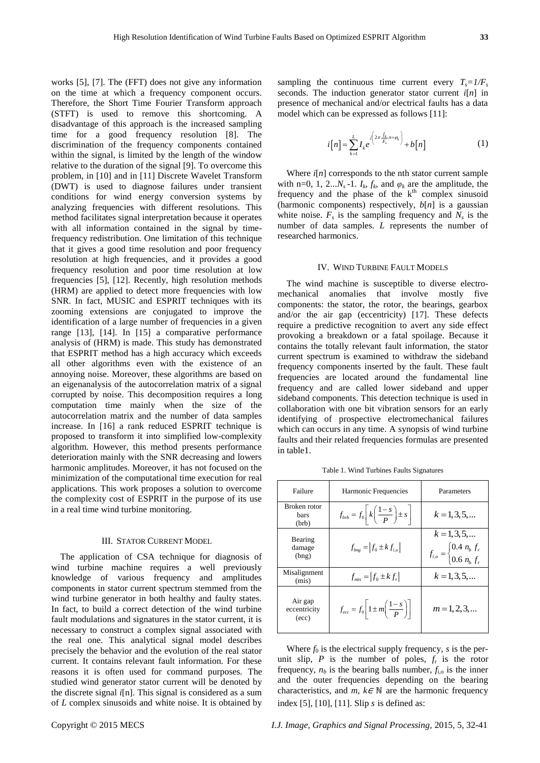works [5], [7]. The (FFT) does not give any information on the time at which a frequency component occurs. Therefore, the Short Time Fourier Transform approach (STFT) is used to remove this shortcoming. A disadvantage of this approach is the increased sampling time for a good frequency resolution [8]. The discrimination of the frequency components contained within the signal, is limited by the length of the window relative to the duration of the signal [9]. To overcome this problem, in [10] and in [11] Discrete Wavelet Transform (DWT) is used to diagnose failures under transient conditions for wind energy conversion systems by analyzing frequencies with different resolutions. This method facilitates signal interpretation because it operates with all information contained in the signal by time-frequency redistribution. One limitation of this technique that it gives a good time resolution and poor frequency resolution at high frequencies, and it provides a good frequency resolution and poor time resolution at low frequencies [5], [12]. Recently, high resolution methods (HRM) are applied to detect more frequencies with low SNR. In fact, MUSIC and ESPRIT techniques with its zooming extensions are conjugated to improve the identification of a large number of frequencies in a given range [13], [14]. In [15] a comparative performance analysis of (HRM) is made. This study has demonstrated that ESPRIT method has a high accuracy which exceeds all other algorithms even with the existence of an annoying noise. Moreover, these algorithms are based on an eigenanalysis of the autocorrelation matrix of a signal corrupted by noise. This decomposition requires a long computation time mainly when the size of the autocorrelation matrix and the number of data samples increase. In [16] a rank reduced ESPRIT technique is proposed to transform it into simplified low-complexity algorithm. However, this method presents performance deterioration mainly with the SNR decreasing and lowers harmonic amplitudes. Moreover, it has not focused on the minimization of the computational time execution for real applications. This work proposes a solution to overcome the complexity cost of ESPRIT in the purpose of its use in a real time wind turbine monitoring.

## III. Stator Current Model

The application of CSA technique for diagnosis of wind turbine machine requires a well previously knowledge of various frequency and amplitudes components in stator current spectrum stemmed from the wind turbine generator in both healthy and faulty states. In fact, to build a correct detection of the wind turbine fault modulations and signatures in the stator current, it is necessary to construct a complex signal associated with the real one. This analytical signal model describes precisely the behavior and the evolution of the real stator current. It contains relevant fault information. For these reasons it is often used for command purposes. The studied wind generator stator current will be denoted by the discrete signal $i[n]$. This signal is considered as a sum of $L$ complex sinusoids and white noise. It is obtained by sampling the continuous time current every $T_s = 1/F_s$ seconds. The induction generator stator current $i[n]$ in presence of mechanical and/or electrical faults has a data model which can be expressed as follows [11]:

$$i[n] = \sum_{k=1}^{L} I_k e^{j\left(2\pi \frac{f_k}{F_s} n + \varphi_k\right)} + b[n] \tag{1}$$

Where $i[n]$ corresponds to the nth stator current sample with n=0, 1, 2...$N_s$ -1. $I_k$, $f_k$, and $\varphi_k$ are the amplitude, the frequency and the phase of the k[th] complex sinusoid (harmonic components) respectively, $b[n]$ is a gaussian white noise. $F_s$ is the sampling frequency and $N_s$ is the number of data samples. $L$ represents the number of researched harmonics.

## IV. Wind Turbine Fault Models

The wind machine is susceptible to diverse electro-mechanical anomalies that involve mostly five components: the stator, the rotor, the bearings, gearbox and/or the air gap (eccentricity) [17]. These defects require a predictive recognition to avert any side effect provoking a breakdown or a fatal spoilage. Because it contains the totally relevant fault information, the stator current spectrum is examined to withdraw the sideband frequency components inserted by the fault. These fault frequencies are located around the fundamental line frequency and are called lower sideband and upper sideband components. This detection technique is used in collaboration with one bit vibration sensors for an early identifying of prospective electromechanical failures which can occurs in any time. A synopsis of wind turbine faults and their related frequencies formulas are presented in table1.

Table 1. Wind Turbines Faults Signatures

| Failure | Harmonic Frequencies | Parameters |
|---|---|---|
| Broken rotor bars (brb) | $f_{brb} = f_0\left[k\left(\frac{1-s}{P}\right) \pm s\right]$ | $k = 1,3,5,...$ |
| Bearing damage (bng) | $f_{bng} = \lvert f_0 \pm k\, f_{i,o} \rvert$ | $k = 1,3,5,...$ $f_{i,o} = \begin{cases} 0.4\ n_b\ f_r \\ 0.6\ n_b\ f_r \end{cases}$ |
| Misalignment (mis) | $f_{mis} = \lvert f_0 \pm k\, f_r \rvert$ | $k = 1,3,5,...$ |
| Air gap eccentricity (ecc) | $f_{ecc} = f_0\left[1 \pm m\left(\frac{1-s}{P}\right)\right]$ | $m = 1,2,3,...$ |

Where $f_0$ is the electrical supply frequency, $s$ is the per-unit slip, $P$ is the number of poles, $f_r$ is the rotor frequency, $n_b$ is the bearing balls number, $f_{i,o}$ is the inner and the outer frequencies depending on the bearing characteristics, and $m, k \in \mathbb{N}$ are the harmonic frequency index [5], [10], [11]. Slip $s$ is defined as: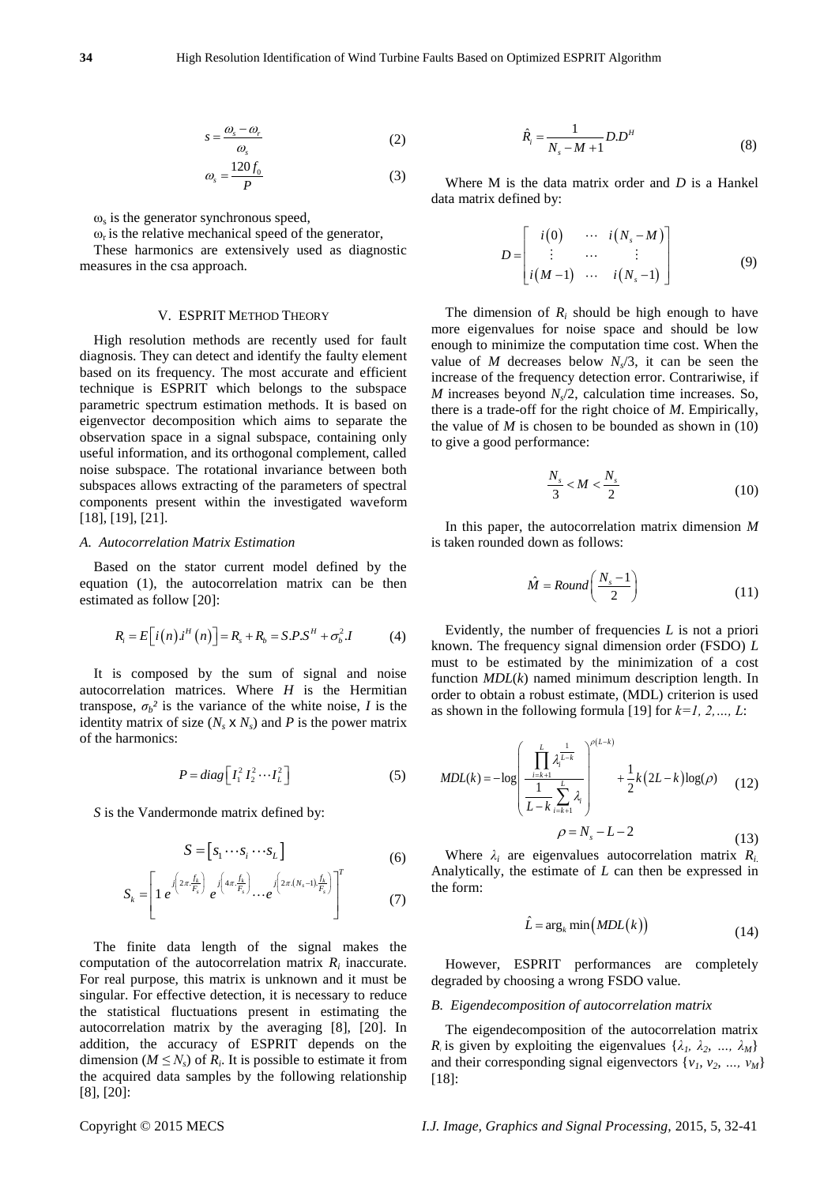$$s = \frac{\omega_s - \omega_r}{\omega_s} \tag{2}$$

$$\omega_s = \frac{120 f_0}{P} \tag{3}$$

$\omega_s$ is the generator synchronous speed,

$\omega_r$ is the relative mechanical speed of the generator,

These harmonics are extensively used as diagnostic measures in the csa approach.

## V. ESPRIT Method Theory

High resolution methods are recently used for fault diagnosis. They can detect and identify the faulty element based on its frequency. The most accurate and efficient technique is ESPRIT which belongs to the subspace parametric spectrum estimation methods. It is based on eigenvector decomposition which aims to separate the observation space in a signal subspace, containing only useful information, and its orthogonal complement, called noise subspace. The rotational invariance between both subspaces allows extracting of the parameters of spectral components present within the investigated waveform [18], [19], [21].

### A. Autocorrelation Matrix Estimation

Based on the stator current model defined by the equation (1), the autocorrelation matrix can be then estimated as follow [20]:

$$R_i = E\left[i(n).i^H(n)\right] = R_s + R_b = S.P.S^H + \sigma_b^2.I \tag{4}$$

It is composed by the sum of signal and noise autocorrelation matrices. Where $H$ is the Hermitian transpose, $\sigma_b^2$ is the variance of the white noise, $I$ is the identity matrix of size ($N_s$ x $N_s$) and $P$ is the power matrix of the harmonics:

$$P = diag\left[I_1^2\, I_2^2 \cdots I_L^2\right] \tag{5}$$

$S$ is the Vandermonde matrix defined by:

$$S = \left[s_1 \cdots s_i \cdots s_L\right] \tag{6}$$

$$S_k = \left[1\; e^{j\left(2\pi\frac{f_k}{F_s}\right)}\; e^{j\left(4\pi\frac{f_k}{F_s}\right)} \cdots e^{j\left(2\pi(N_s-1)\frac{f_k}{F_s}\right)}\right]^T \tag{7}$$

The finite data length of the signal makes the computation of the autocorrelation matrix $R_i$ inaccurate. For real purpose, this matrix is unknown and it must be singular. For effective detection, it is necessary to reduce the statistical fluctuations present in estimating the autocorrelation matrix by the averaging [8], [20]. In addition, the accuracy of ESPRIT depends on the dimension ($M \le N_s$) of $R_i$. It is possible to estimate it from the acquired data samples by the following relationship [8], [20]:

$$\hat{R}_i = \frac{1}{N_s - M + 1} D.D^H \tag{8}$$

Where M is the data matrix order and $D$ is a Hankel data matrix defined by:

$$D = \begin{bmatrix} i(0) & \cdots & i(N_s - M) \\ \vdots & \cdots & \vdots \\ i(M-1) & \cdots & i(N_s - 1) \end{bmatrix} \tag{9}$$

The dimension of $R_i$ should be high enough to have more eigenvalues for noise space and should be low enough to minimize the computation time cost. When the value of $M$ decreases below $N_s/3$, it can be seen the increase of the frequency detection error. Contrariwise, if $M$ increases beyond $N_s/2$, calculation time increases. So, there is a trade-off for the right choice of $M$. Empirically, the value of $M$ is chosen to be bounded as shown in (10) to give a good performance:

$$\frac{N_s}{3} < M < \frac{N_s}{2} \tag{10}$$

In this paper, the autocorrelation matrix dimension $M$ is taken rounded down as follows:

$$\hat{M} = Round\left(\frac{N_s - 1}{2}\right) \tag{11}$$

Evidently, the number of frequencies $L$ is not a priori known. The frequency signal dimension order (FSDO) $L$ must to be estimated by the minimization of a cost function $MDL(k)$ named minimum description length. In order to obtain a robust estimate, (MDL) criterion is used as shown in the following formula [19] for $k=1, 2,\ldots, L$:

$$MDL(k) = -\log\left(\frac{\prod_{i=k+1}^{L}\lambda_i^{\frac{1}{L-k}}}{\frac{1}{L-k}\sum_{i=k+1}^{L}\lambda_i}\right)^{\rho(L-k)} + \frac{1}{2}k(2L-k)\log(\rho) \tag{12}$$

$$\rho = N_s - L - 2 \tag{13}$$

Where $\lambda_i$ are eigenvalues autocorrelation matrix $R_i$. Analytically, the estimate of $L$ can then be expressed in the form:

$$\hat{L} = \arg_k \min\left(MDL(k)\right) \tag{14}$$

However, ESPRIT performances are completely degraded by choosing a wrong FSDO value.

### B. Eigendecomposition of autocorrelation matrix

The eigendecomposition of the autocorrelation matrix $R_i$ is given by exploiting the eigenvalues $\{\lambda_1, \lambda_2, \ldots, \lambda_M\}$ and their corresponding signal eigenvectors $\{v_1, v_2, \ldots, v_M\}$ [18]: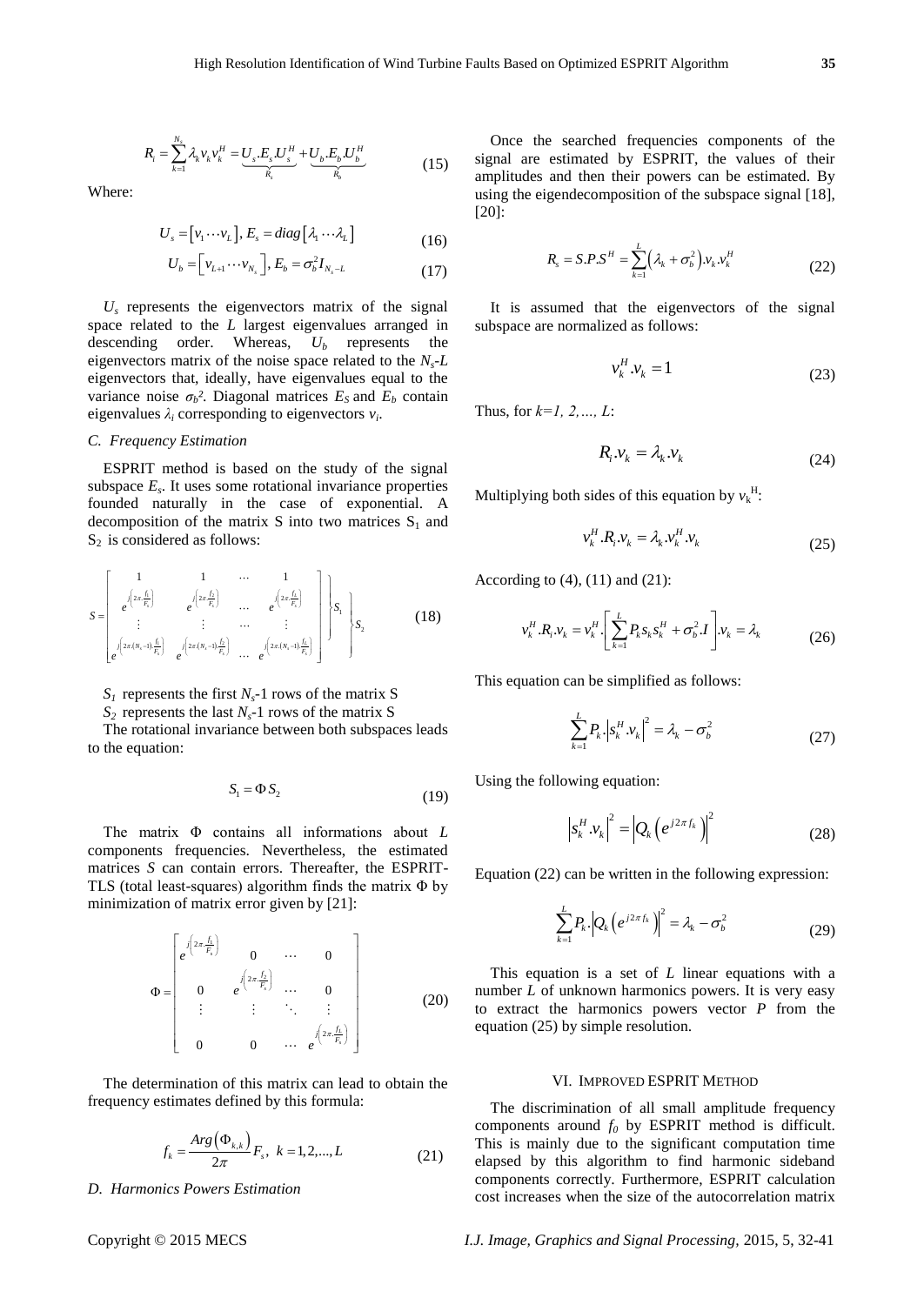$$R_i = \sum_{k=1}^{N_s} \lambda_k v_k v_k^H = \underbrace{U_s.E_s.U_s^H}_{R_s} + \underbrace{U_b.E_b.U_b^H}_{R_b} \tag{15}$$

Where:

$$U_s = [v_1 \cdots v_L],\ E_s = diag[\lambda_1 \cdots \lambda_L] \tag{16}$$

$$U_b = [v_{L+1} \cdots v_{N_s}],\ E_b = \sigma_b^2 I_{N_s - L} \tag{17}$$

$U_s$ represents the eigenvectors matrix of the signal space related to the $L$ largest eigenvalues arranged in descending order. Whereas, $U_b$ represents the eigenvectors matrix of the noise space related to the $N_s$-$L$ eigenvectors that, ideally, have eigenvalues equal to the variance noise $\sigma_b^2$. Diagonal matrices $E_S$ and $E_b$ contain eigenvalues $\lambda_i$ corresponding to eigenvectors $v_i$.

### C. Frequency Estimation

ESPRIT method is based on the study of the signal subspace $E_s$. It uses some rotational invariance properties founded naturally in the case of exponential. A decomposition of the matrix S into two matrices $S_1$ and $S_2$ is considered as follows:

$$S = \begin{bmatrix} 1 & 1 & \cdots & 1 \\ e^{j\left(2\pi\frac{f_1}{F_s}\right)} & e^{j\left(2\pi\frac{f_2}{F_s}\right)} & \cdots & e^{j\left(2\pi\frac{f_L}{F_s}\right)} \\ \vdots & \vdots & \cdots & \vdots \\ e^{j\left(2\pi(N_s-1)\frac{f_1}{F_s}\right)} & e^{j\left(2\pi(N_s-1)\frac{f_2}{F_s}\right)} & \cdots & e^{j\left(2\pi(N_s-1)\frac{f_L}{F_s}\right)} \end{bmatrix} \begin{matrix} \left.\right\} S_1 \\ \left.\right\} S_2 \end{matrix} \tag{18}$$

$S_1$ represents the first $N_s$-1 rows of the matrix S

$S_2$ represents the last $N_s$-1 rows of the matrix S

The rotational invariance between both subspaces leads to the equation:

$$S_1 = \Phi S_2 \tag{19}$$

The matrix $\Phi$ contains all informations about $L$ components frequencies. Nevertheless, the estimated matrices $S$ can contain errors. Thereafter, the ESPRIT-TLS (total least-squares) algorithm finds the matrix $\Phi$ by minimization of matrix error given by [21]:

$$\Phi = \begin{bmatrix} e^{j\left(2\pi\frac{f_1}{F_s}\right)} & 0 & \cdots & 0 \\ 0 & e^{j\left(2\pi\frac{f_2}{F_s}\right)} & \cdots & 0 \\ \vdots & \vdots & \ddots & \vdots \\ 0 & 0 & \cdots & e^{j\left(2\pi\frac{f_L}{F_s}\right)} \end{bmatrix} \tag{20}$$

The determination of this matrix can lead to obtain the frequency estimates defined by this formula:

$$f_k = \frac{Arg(\Phi_{k,k})}{2\pi} F_s,\ k = 1,2,...,L \tag{21}$$

### D. Harmonics Powers Estimation

Once the searched frequencies components of the signal are estimated by ESPRIT, the values of their amplitudes and then their powers can be estimated. By using the eigendecomposition of the subspace signal [18], [20]:

$$R_s = S.P.S^H = \sum_{k=1}^{L} \left(\lambda_k + \sigma_b^2\right).v_k.v_k^H \tag{22}$$

It is assumed that the eigenvectors of the signal subspace are normalized as follows:

$$v_k^H.v_k = 1 \tag{23}$$

Thus, for $k=1, 2,..., L$:

$$R_i.v_k = \lambda_k.v_k \tag{24}$$

Multiplying both sides of this equation by $v_k^H$:

$$v_k^H.R_i.v_k = \lambda_k.v_k^H.v_k \tag{25}$$

According to (4), (11) and (21):

$$v_k^H.R_i.v_k = v_k^H.\left[\sum_{k=1}^{L} P_k s_k s_k^H + \sigma_b^2.I\right].v_k = \lambda_k \tag{26}$$

This equation can be simplified as follows:

$$\sum_{k=1}^{L} P_k.\left|s_k^H.v_k\right|^2 = \lambda_k - \sigma_b^2 \tag{27}$$

Using the following equation:

$$\left|s_k^H.v_k\right|^2 = \left|Q_k\left(e^{j2\pi f_k}\right)\right|^2 \tag{28}$$

Equation (22) can be written in the following expression:

$$\sum_{k=1}^{L} P_k.\left|Q_k\left(e^{j2\pi f_k}\right)\right|^2 = \lambda_k - \sigma_b^2 \tag{29}$$

This equation is a set of $L$ linear equations with a number $L$ of unknown harmonics powers. It is very easy to extract the harmonics powers vector $P$ from the equation (25) by simple resolution.

## VI. Improved ESPRIT Method

The discrimination of all small amplitude frequency components around $f_0$ by ESPRIT method is difficult. This is mainly due to the significant computation time elapsed by this algorithm to find harmonic sideband components correctly. Furthermore, ESPRIT calculation cost increases when the size of the autocorrelation matrix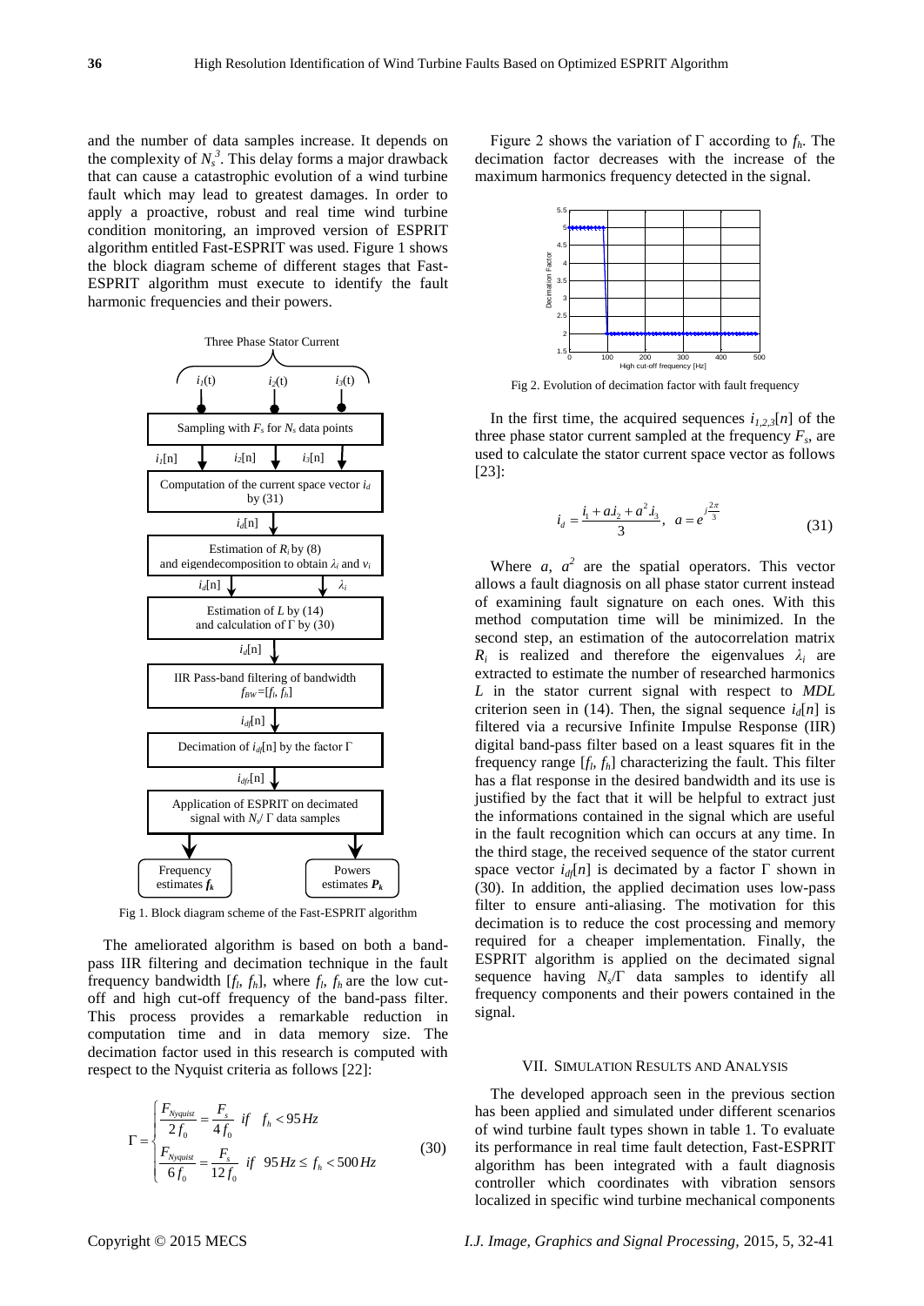and the number of data samples increase. It depends on the complexity of $N_s^3$. This delay forms a major drawback that can cause a catastrophic evolution of a wind turbine fault which may lead to greatest damages. In order to apply a proactive, robust and real time wind turbine condition monitoring, an improved version of ESPRIT algorithm entitled Fast-ESPRIT was used. Figure 1 shows the block diagram scheme of different stages that Fast-ESPRIT algorithm must execute to identify the fault harmonic frequencies and their powers.

Fig 1. Block diagram scheme of the Fast-ESPRIT algorithm

The ameliorated algorithm is based on both a band-pass IIR filtering and decimation technique in the fault frequency bandwidth [$f_l$, $f_h$], where $f_l$, $f_h$ are the low cut-off and high cut-off frequency of the band-pass filter. This process provides a remarkable reduction in computation time and in data memory size. The decimation factor used in this research is computed with respect to the Nyquist criteria as follows [22]:

$$\Gamma = \begin{cases} \dfrac{F_{Nyquist}}{2 f_0} = \dfrac{F_s}{4 f_0} & if \quad f_h < 95\,Hz \\ \dfrac{F_{Nyquist}}{6 f_0} = \dfrac{F_s}{12 f_0} & if \quad 95\,Hz \le f_h < 500\,Hz \end{cases} \tag{30}$$

Figure 2 shows the variation of $\Gamma$ according to $f_h$. The decimation factor decreases with the increase of the maximum harmonics frequency detected in the signal.

Fig 2. Evolution of decimation factor with fault frequency

In the first time, the acquired sequences $i_{1,2,3}[n]$ of the three phase stator current sampled at the frequency $F_s$, are used to calculate the stator current space vector as follows [23]:

$$i_d = \frac{i_1 + a.i_2 + a^2.i_3}{3}, \quad a = e^{j\frac{2\pi}{3}} \tag{31}$$

Where $a$, $a^2$ are the spatial operators. This vector allows a fault diagnosis on all phase stator current instead of examining fault signature on each ones. With this method computation time will be minimized. In the second step, an estimation of the autocorrelation matrix $R_i$ is realized and therefore the eigenvalues $\lambda_i$ are extracted to estimate the number of researched harmonics $L$ in the stator current signal with respect to *MDL* criterion seen in (14). Then, the signal sequence $i_d[n]$ is filtered via a recursive Infinite Impulse Response (IIR) digital band-pass filter based on a least squares fit in the frequency range [$f_l$, $f_h$] characterizing the fault. This filter has a flat response in the desired bandwidth and its use is justified by the fact that it will be helpful to extract just the informations contained in the signal which are useful in the fault recognition which can occurs at any time. In the third stage, the received sequence of the stator current space vector $i_{df}[n]$ is decimated by a factor $\Gamma$ shown in (30). In addition, the applied decimation uses low-pass filter to ensure anti-aliasing. The motivation for this decimation is to reduce the cost processing and memory required for a cheaper implementation. Finally, the ESPRIT algorithm is applied on the decimated signal sequence having $N_s/\Gamma$ data samples to identify all frequency components and their powers contained in the signal.

## VII. Simulation Results and Analysis

The developed approach seen in the previous section has been applied and simulated under different scenarios of wind turbine fault types shown in table 1. To evaluate its performance in real time fault detection, Fast-ESPRIT algorithm has been integrated with a fault diagnosis controller which coordinates with vibration sensors localized in specific wind turbine mechanical components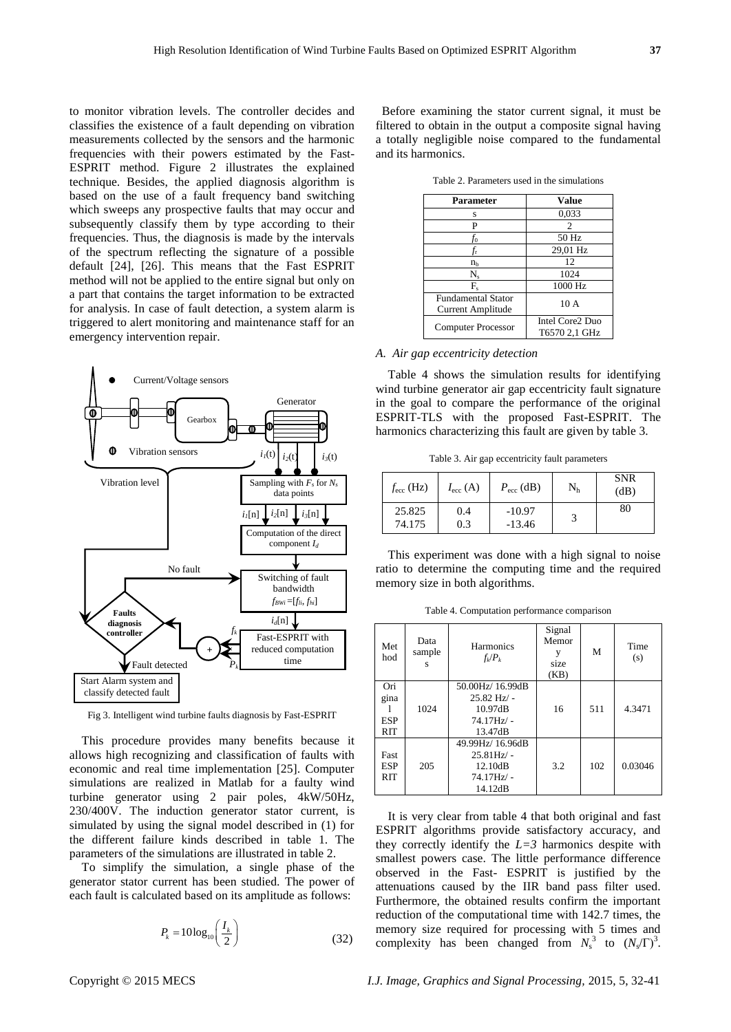to monitor vibration levels. The controller decides and classifies the existence of a fault depending on vibration measurements collected by the sensors and the harmonic frequencies with their powers estimated by the Fast-ESPRIT method. Figure 2 illustrates the explained technique. Besides, the applied diagnosis algorithm is based on the use of a fault frequency band switching which sweeps any prospective faults that may occur and subsequently classify them by type according to their frequencies. Thus, the diagnosis is made by the intervals of the spectrum reflecting the signature of a possible default [24], [26]. This means that the Fast ESPRIT method will not be applied to the entire signal but only on a part that contains the target information to be extracted for analysis. In case of fault detection, a system alarm is triggered to alert monitoring and maintenance staff for an emergency intervention repair.

Fig 3. Intelligent wind turbine faults diagnosis by Fast-ESPRIT

This procedure provides many benefits because it allows high recognizing and classification of faults with economic and real time implementation [25]. Computer simulations are realized in Matlab for a faulty wind turbine generator using 2 pair poles, 4kW/50Hz, 230/400V. The induction generator stator current, is simulated by using the signal model described in (1) for the different failure kinds described in table 1. The parameters of the simulations are illustrated in table 2.

To simplify the simulation, a single phase of the generator stator current has been studied. The power of each fault is calculated based on its amplitude as follows:

$$P_k = 10\log_{10}\left(\frac{I_k}{2}\right) \tag{32}$$

Before examining the stator current signal, it must be filtered to obtain in the output a composite signal having a totally negligible noise compared to the fundamental and its harmonics.

Table 2. Parameters used in the simulations

| Parameter | Value |
|---|---|
| s | 0,033 |
| P | 2 |
| $f_0$ | 50 Hz |
| $f_r$ | 29,01 Hz |
| $n_b$ | 12 |
| $N_s$ | 1024 |
| $F_s$ | 1000 Hz |
| Fundamental Stator Current Amplitude | 10 A |
| Computer Processor | Intel Core2 Duo T6570 2,1 GHz |

### A. Air gap eccentricity detection

Table 4 shows the simulation results for identifying wind turbine generator air gap eccentricity fault signature in the goal to compare the performance of the original ESPRIT-TLS with the proposed Fast-ESPRIT. The harmonics characterizing this fault are given by table 3.

Table 3. Air gap eccentricity fault parameters

| $f_{ecc}$ (Hz) | $I_{ecc}$ (A) | $P_{ecc}$ (dB) | $N_h$ | SNR (dB) |
|---|---|---|---|---|
| 25.825<br>74.175 | 0.4<br>0.3 | -10.97<br>-13.46 | 3 | 80 |

This experiment was done with a high signal to noise ratio to determine the computing time and the required memory size in both algorithms.

Table 4. Computation performance comparison

| Method | Data samples | Harmonics $f_k/P_k$ | Signal Memory size (KB) | M | Time (s) |
|---|---|---|---|---|---|
| Original ESPRIT | 1024 | 50.00Hz/ 16.99dB<br>25.82 Hz/ -10.97dB<br>74.17Hz/ -13.47dB | 16 | 511 | 4.3471 |
| Fast ESPRIT | 205 | 49.99Hz/ 16.96dB<br>25.81Hz/ -12.10dB<br>74.17Hz/ -14.12dB | 3.2 | 102 | 0.03046 |

It is very clear from table 4 that both original and fast ESPRIT algorithms provide satisfactory accuracy, and they correctly identify the $L=3$ harmonics despite with smallest powers case. The little performance difference observed in the Fast- ESPRIT is justified by the attenuations caused by the IIR band pass filter used. Furthermore, the obtained results confirm the important reduction of the computational time with 142.7 times, the memory size required for processing with 5 times and complexity has been changed from $N_s^3$ to $(N_s/\Gamma)^3$.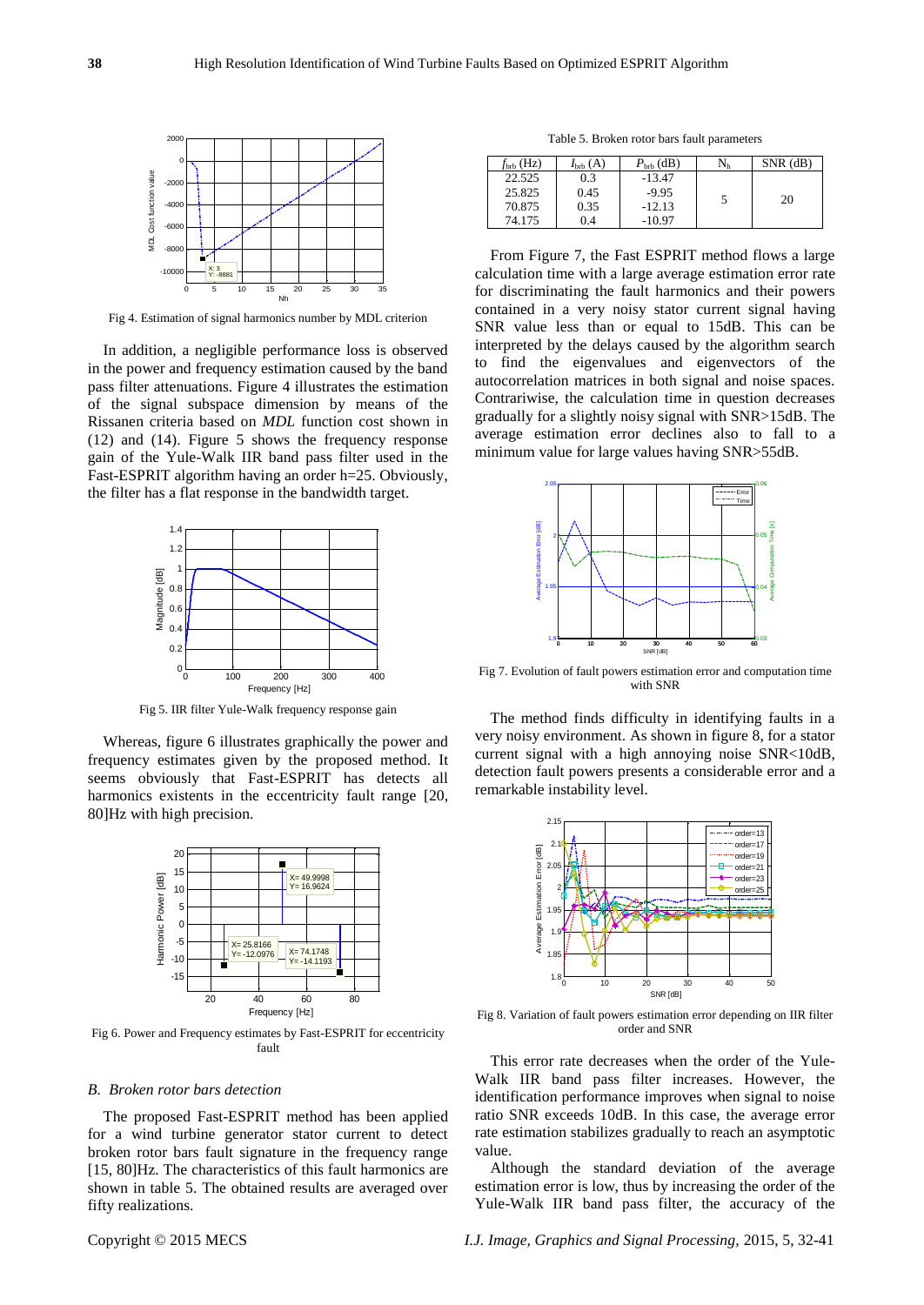Fig 4. Estimation of signal harmonics number by MDL criterion

In addition, a negligible performance loss is observed in the power and frequency estimation caused by the band pass filter attenuations. Figure 4 illustrates the estimation of the signal subspace dimension by means of the Rissanen criteria based on *MDL* function cost shown in (12) and (14). Figure 5 shows the frequency response gain of the Yule-Walk IIR band pass filter used in the Fast-ESPRIT algorithm having an order h=25. Obviously, the filter has a flat response in the bandwidth target.

Fig 5. IIR filter Yule-Walk frequency response gain

Whereas, figure 6 illustrates graphically the power and frequency estimates given by the proposed method. It seems obviously that Fast-ESPRIT has detects all harmonics existents in the eccentricity fault range [20, 80]Hz with high precision.

Fig 6. Power and Frequency estimates by Fast-ESPRIT for eccentricity fault

### *B. Broken rotor bars detection*

The proposed Fast-ESPRIT method has been applied for a wind turbine generator stator current to detect broken rotor bars fault signature in the frequency range [15, 80]Hz. The characteristics of this fault harmonics are shown in table 5. The obtained results are averaged over fifty realizations.

Table 5. Broken rotor bars fault parameters

| $f_{brb}$ (Hz) | $I_{brb}$ (A) | $P_{brb}$ (dB) | $N_h$ | SNR (dB) |
|---|---|---|---|---|
| 22.525 | 0.3 | -13.47 | 5 | 20 |
| 25.825 | 0.45 | -9.95 | | |
| 70.875 | 0.35 | -12.13 | | |
| 74.175 | 0.4 | -10.97 | | |

From Figure 7, the Fast ESPRIT method flows a large calculation time with a large average estimation error rate for discriminating the fault harmonics and their powers contained in a very noisy stator current signal having SNR value less than or equal to 15dB. This can be interpreted by the delays caused by the algorithm search to find the eigenvalues and eigenvectors of the autocorrelation matrices in both signal and noise spaces. Contrariwise, the calculation time in question decreases gradually for a slightly noisy signal with SNR>15dB. The average estimation error declines also to fall to a minimum value for large values having SNR>55dB.

Fig 7. Evolution of fault powers estimation error and computation time with SNR

The method finds difficulty in identifying faults in a very noisy environment. As shown in figure 8, for a stator current signal with a high annoying noise SNR<10dB, detection fault powers presents a considerable error and a remarkable instability level.

Fig 8. Variation of fault powers estimation error depending on IIR filter order and SNR

This error rate decreases when the order of the Yule-Walk IIR band pass filter increases. However, the identification performance improves when signal to noise ratio SNR exceeds 10dB. In this case, the average error rate estimation stabilizes gradually to reach an asymptotic value.

Although the standard deviation of the average estimation error is low, thus by increasing the order of the Yule-Walk IIR band pass filter, the accuracy of the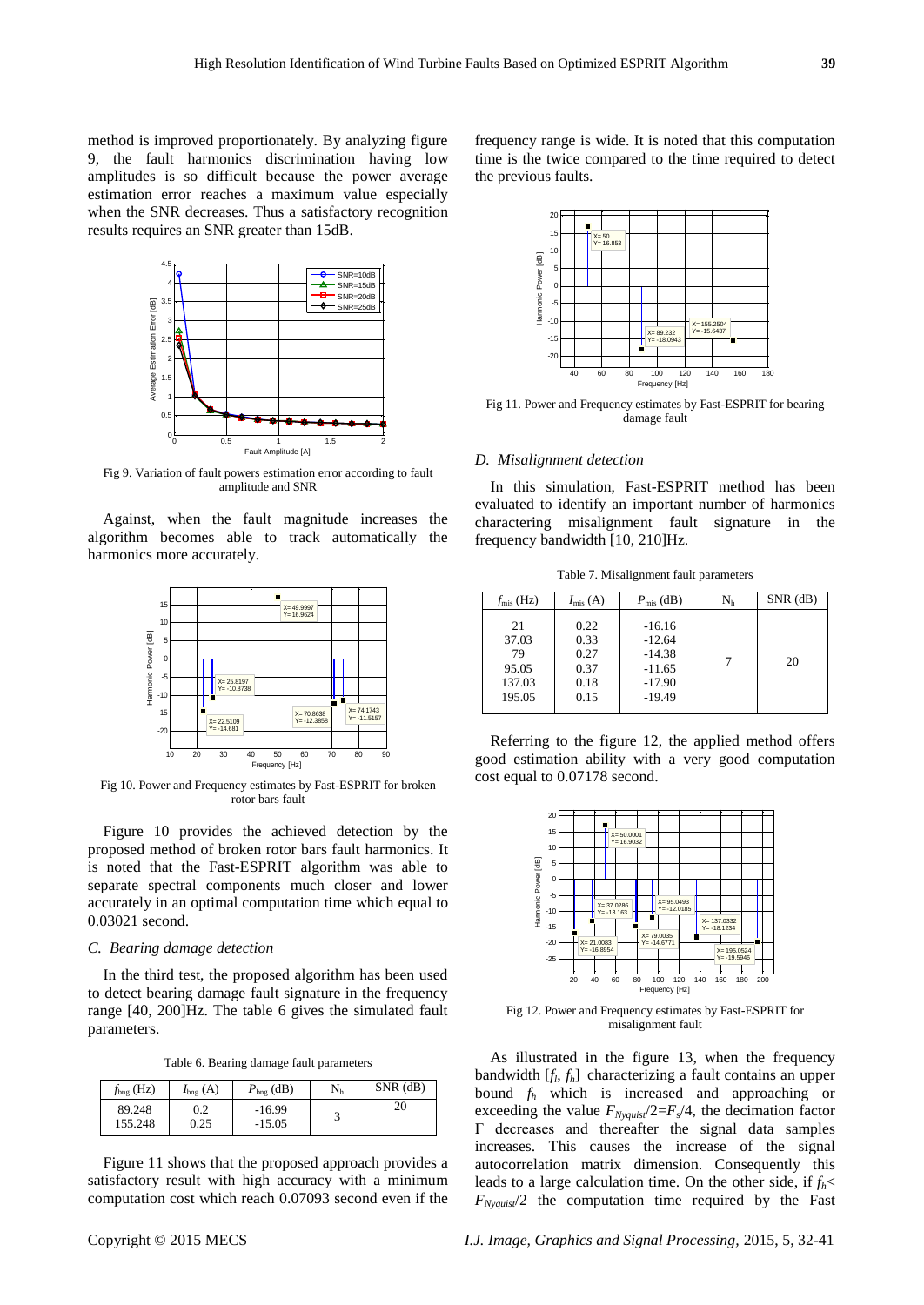method is improved proportionately. By analyzing figure 9, the fault harmonics discrimination having low amplitudes is so difficult because the power average estimation error reaches a maximum value especially when the SNR decreases. Thus a satisfactory recognition results requires an SNR greater than 15dB.

Fig 9. Variation of fault powers estimation error according to fault amplitude and SNR

Against, when the fault magnitude increases the algorithm becomes able to track automatically the harmonics more accurately.

Fig 10. Power and Frequency estimates by Fast-ESPRIT for broken rotor bars fault

Figure 10 provides the achieved detection by the proposed method of broken rotor bars fault harmonics. It is noted that the Fast-ESPRIT algorithm was able to separate spectral components much closer and lower accurately in an optimal computation time which equal to 0.03021 second.

### C. Bearing damage detection

In the third test, the proposed algorithm has been used to detect bearing damage fault signature in the frequency range [40, 200]Hz. The table 6 gives the simulated fault parameters.

Table 6. Bearing damage fault parameters

| $f_{bng}$ (Hz) | $I_{bng}$ (A) | $P_{bng}$ (dB) | $N_h$ | SNR (dB) |
|---|---|---|---|---|
| 89.248 | 0.2 | -16.99 | 3 | 20 |
| 155.248 | 0.25 | -15.05 | | |

Figure 11 shows that the proposed approach provides a satisfactory result with high accuracy with a minimum computation cost which reach 0.07093 second even if the frequency range is wide. It is noted that this computation time is the twice compared to the time required to detect the previous faults.

Fig 11. Power and Frequency estimates by Fast-ESPRIT for bearing damage fault

### D. Misalignment detection

In this simulation, Fast-ESPRIT method has been evaluated to identify an important number of harmonics charactering misalignment fault signature in the frequency bandwidth [10, 210]Hz.

Table 7. Misalignment fault parameters

| $f_{mis}$ (Hz) | $I_{mis}$ (A) | $P_{mis}$ (dB) | $N_h$ | SNR (dB) |
|---|---|---|---|---|
| 21 | 0.22 | -16.16 | 7 | 20 |
| 37.03 | 0.33 | -12.64 | | |
| 79 | 0.27 | -14.38 | | |
| 95.05 | 0.37 | -11.65 | | |
| 137.03 | 0.18 | -17.90 | | |
| 195.05 | 0.15 | -19.49 | | |

Referring to the figure 12, the applied method offers good estimation ability with a very good computation cost equal to 0.07178 second.

Fig 12. Power and Frequency estimates by Fast-ESPRIT for misalignment fault

As illustrated in the figure 13, when the frequency bandwidth $[f_l, f_h]$ characterizing a fault contains an upper bound $f_h$ which is increased and approaching or exceeding the value $F_{Nyquist}/2=F_s/4$, the decimation factor $\Gamma$ decreases and thereafter the signal data samples increases. This causes the increase of the signal autocorrelation matrix dimension. Consequently this leads to a large calculation time. On the other side, if $f_h< F_{Nyquist}/2$ the computation time required by the Fast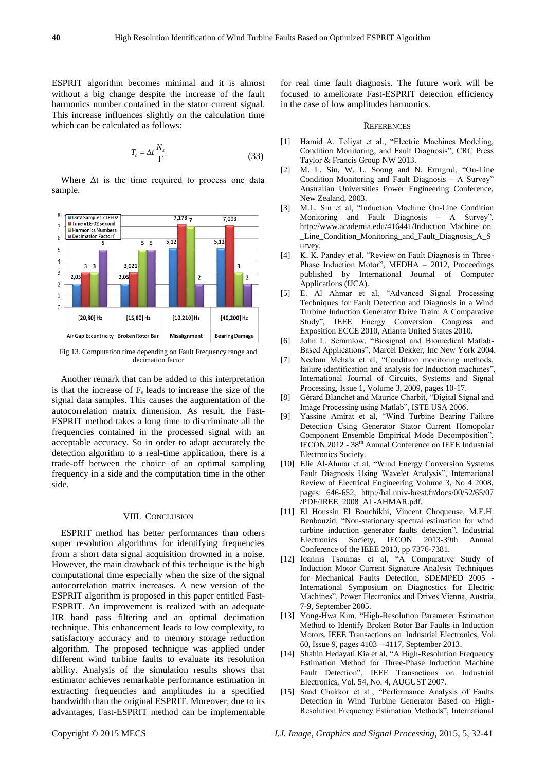ESPRIT algorithm becomes minimal and it is almost without a big change despite the increase of the fault harmonics number contained in the stator current signal. This increase influences slightly on the calculation time which can be calculated as follows:

$$T_c = \Delta t \frac{N_s}{\Gamma} \tag{33}$$

Where $\Delta t$ is the time required to process one data sample.

Fig 13. Computation time depending on Fault Frequency range and decimation factor

Another remark that can be added to this interpretation is that the increase of $F_s$ leads to increase the size of the signal data samples. This causes the augmentation of the autocorrelation matrix dimension. As result, the Fast-ESPRIT method takes a long time to discriminate all the frequencies contained in the processed signal with an acceptable accuracy. So in order to adapt accurately the detection algorithm to a real-time application, there is a trade-off between the choice of an optimal sampling frequency in a side and the computation time in the other side.

## VIII. Conclusion

ESPRIT method has better performances than others super resolution algorithms for identifying frequencies from a short data signal acquisition drowned in a noise. However, the main drawback of this technique is the high computational time especially when the size of the signal autocorrelation matrix increases. A new version of the ESPRIT algorithm is proposed in this paper entitled Fast-ESPRIT. An improvement is realized with an adequate IIR band pass filtering and an optimal decimation technique. This enhancement leads to low complexity, to satisfactory accuracy and to memory storage reduction algorithm. The proposed technique was applied under different wind turbine faults to evaluate its resolution ability. Analysis of the simulation results shows that estimator achieves remarkable performance estimation in extracting frequencies and amplitudes in a specified bandwidth than the original ESPRIT. Moreover, due to its advantages, Fast-ESPRIT method can be implementable for real time fault diagnosis. The future work will be focused to ameliorate Fast-ESPRIT detection efficiency in the case of low amplitudes harmonics.

## References

[1] Hamid A. Toliyat et al., "Electric Machines Modeling, Condition Monitoring, and Fault Diagnosis", CRC Press Taylor & Francis Group NW 2013.

[2] M. L. Sin, W. L. Soong and N. Ertugrul, "On-Line Condition Monitoring and Fault Diagnosis – A Survey" Australian Universities Power Engineering Conference, New Zealand, 2003.

[3] M.L. Sin et al, "Induction Machine On-Line Condition Monitoring and Fault Diagnosis – A Survey", http://www.academia.edu/416441/Induction_Machine_on_Line_Condition_Monitoring_and_Fault_Diagnosis_A_Survey.

[4] K. K. Pandey et al, "Review on Fault Diagnosis in Three-Phase Induction Motor", MEDHA – 2012, Proceedings published by International Journal of Computer Applications (IJCA).

[5] E. Al Ahmar et al, "Advanced Signal Processing Techniques for Fault Detection and Diagnosis in a Wind Turbine Induction Generator Drive Train: A Comparative Study", IEEE Energy Conversion Congress and Exposition ECCE 2010, Atlanta United States 2010.

[6] John L. Semmlow, "Biosignal and Biomedical Matlab-Based Applications", Marcel Dekker, Inc New York 2004.

[7] Neelam Mehala et al, "Condition monitoring methods, failure identification and analysis for Induction machines", International Journal of Circuits, Systems and Signal Processing, Issue 1, Volume 3, 2009, pages 10-17.

[8] Gérard Blanchet and Maurice Charbit, "Digital Signal and Image Processing using Matlab", ISTE USA 2006.

[9] Yassine Amirat et al, "Wind Turbine Bearing Failure Detection Using Generator Stator Current Homopolar Component Ensemble Empirical Mode Decomposition", IECON 2012 - 38th Annual Conference on IEEE Industrial Electronics Society.

[10] Elie Al-Ahmar et al, "Wind Energy Conversion Systems Fault Diagnosis Using Wavelet Analysis", International Review of Electrical Engineering Volume 3, No 4 2008, pages: 646-652, http://hal.univ-brest.fr/docs/00/52/65/07/PDF/IREE_2008_AL-AHMAR.pdf.

[11] El Houssin El Bouchikhi, Vincent Choqueuse, M.E.H. Benbouzid, "Non-stationary spectral estimation for wind turbine induction generator faults detection", Industrial Electronics Society, IECON 2013-39th Annual Conference of the IEEE 2013, pp 7376-7381.

[12] Ioannis Tsoumas et al, "A Comparative Study of Induction Motor Current Signature Analysis Techniques for Mechanical Faults Detection, SDEMPED 2005 - International Symposium on Diagnostics for Electric Machines", Power Electronics and Drives Vienna, Austria, 7-9, September 2005.

[13] Yong-Hwa Kim, "High-Resolution Parameter Estimation Method to Identify Broken Rotor Bar Faults in Induction Motors, IEEE Transactions on Industrial Electronics, Vol. 60, Issue 9, pages 4103 – 4117, September 2013.

[14] Shahin Hedayati Kia et al, "A High-Resolution Frequency Estimation Method for Three-Phase Induction Machine Fault Detection", IEEE Transactions on Industrial Electronics, Vol. 54, No. 4, AUGUST 2007.

[15] Saad Chakkor et al., "Performance Analysis of Faults Detection in Wind Turbine Generator Based on High-Resolution Frequency Estimation Methods", International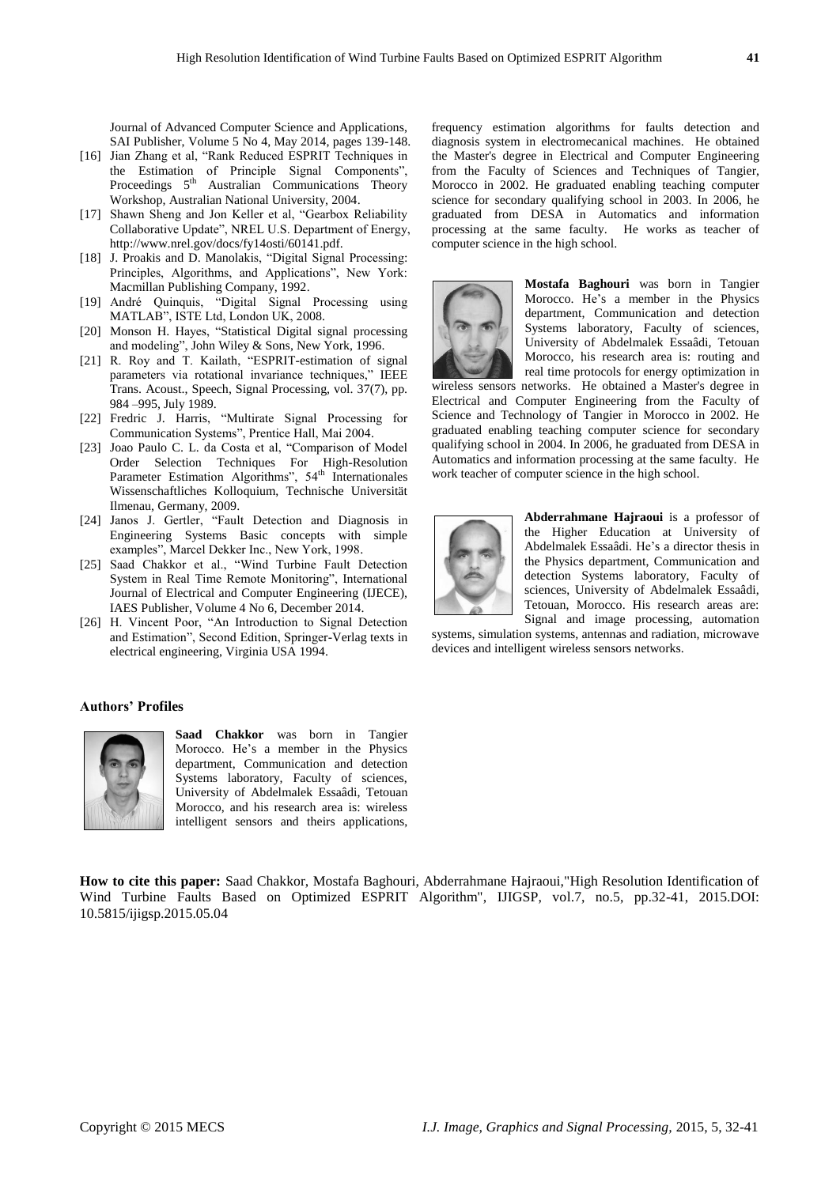Journal of Advanced Computer Science and Applications, SAI Publisher, Volume 5 No 4, May 2014, pages 139-148.

[16] Jian Zhang et al, "Rank Reduced ESPRIT Techniques in the Estimation of Principle Signal Components", Proceedings 5th Australian Communications Theory Workshop, Australian National University, 2004.

[17] Shawn Sheng and Jon Keller et al, "Gearbox Reliability Collaborative Update", NREL U.S. Department of Energy, http://www.nrel.gov/docs/fy14osti/60141.pdf.

[18] J. Proakis and D. Manolakis, "Digital Signal Processing: Principles, Algorithms, and Applications", New York: Macmillan Publishing Company, 1992.

[19] André Quinquis, "Digital Signal Processing using MATLAB", ISTE Ltd, London UK, 2008.

[20] Monson H. Hayes, "Statistical Digital signal processing and modeling", John Wiley & Sons, New York, 1996.

[21] R. Roy and T. Kailath, "ESPRIT-estimation of signal parameters via rotational invariance techniques," IEEE Trans. Acoust., Speech, Signal Processing, vol. 37(7), pp. 984 –995, July 1989.

[22] Fredric J. Harris, "Multirate Signal Processing for Communication Systems", Prentice Hall, Mai 2004.

[23] Joao Paulo C. L. da Costa et al, "Comparison of Model Order Selection Techniques For High-Resolution Parameter Estimation Algorithms", 54th Internationales Wissenschaftliches Kolloquium, Technische Universität Ilmenau, Germany, 2009.

[24] Janos J. Gertler, "Fault Detection and Diagnosis in Engineering Systems Basic concepts with simple examples", Marcel Dekker Inc., New York, 1998.

[25] Saad Chakkor et al., "Wind Turbine Fault Detection System in Real Time Remote Monitoring", International Journal of Electrical and Computer Engineering (IJECE), IAES Publisher, Volume 4 No 6, December 2014.

[26] H. Vincent Poor, "An Introduction to Signal Detection and Estimation", Second Edition, Springer-Verlag texts in electrical engineering, Virginia USA 1994.

### Authors' Profiles

**Saad Chakkor** was born in Tangier Morocco. He's a member in the Physics department, Communication and detection Systems laboratory, Faculty of sciences, University of Abdelmalek Essaâdi, Tetouan Morocco, and his research area is: wireless intelligent sensors and theirs applications, frequency estimation algorithms for faults detection and diagnosis system in electromecanical machines. He obtained the Master's degree in Electrical and Computer Engineering from the Faculty of Sciences and Techniques of Tangier, Morocco in 2002. He graduated enabling teaching computer science for secondary qualifying school in 2003. In 2006, he graduated from DESA in Automatics and information processing at the same faculty. He works as teacher of computer science in the high school.

**Mostafa Baghouri** was born in Tangier Morocco. He's a member in the Physics department, Communication and detection Systems laboratory, Faculty of sciences, University of Abdelmalek Essaâdi, Tetouan Morocco, his research area is: routing and real time protocols for energy optimization in wireless sensors networks. He obtained a Master's degree in Electrical and Computer Engineering from the Faculty of Science and Technology of Tangier in Morocco in 2002. He graduated enabling teaching computer science for secondary qualifying school in 2004. In 2006, he graduated from DESA in Automatics and information processing at the same faculty. He work teacher of computer science in the high school.

**Abderrahmane Hajraoui** is a professor of the Higher Education at University of Abdelmalek Essaâdi. He's a director thesis in the Physics department, Communication and detection Systems laboratory, Faculty of sciences, University of Abdelmalek Essaâdi, Tetouan, Morocco. His research areas are: Signal and image processing, automation systems, simulation systems, antennas and radiation, microwave devices and intelligent wireless sensors networks.

**How to cite this paper:** Saad Chakkor, Mostafa Baghouri, Abderrahmane Hajraoui,"High Resolution Identification of Wind Turbine Faults Based on Optimized ESPRIT Algorithm", IJIGSP, vol.7, no.5, pp.32-41, 2015.DOI: 10.5815/ijigsp.2015.05.04